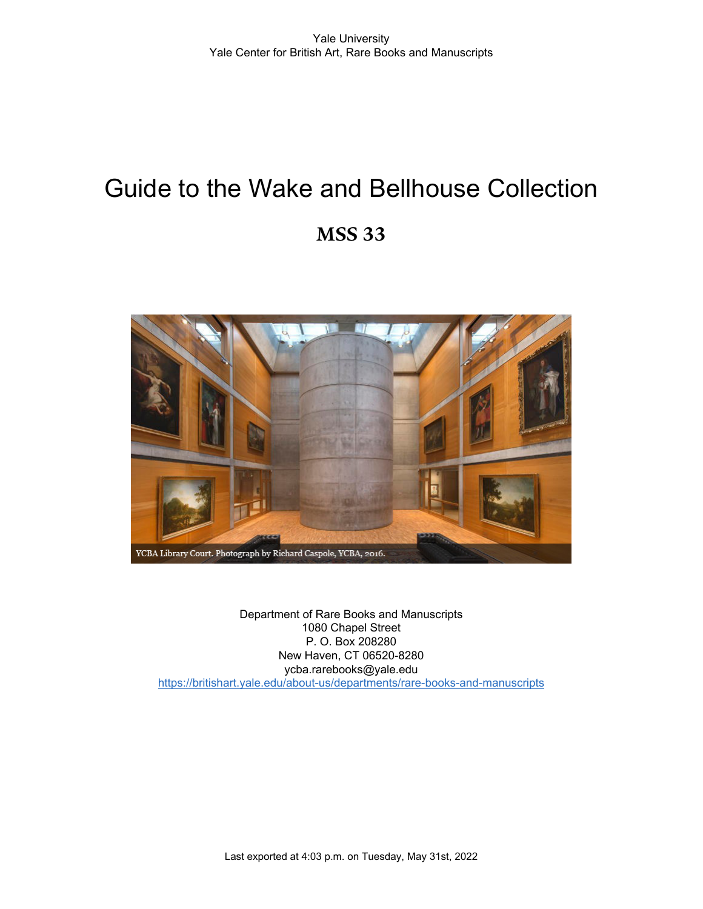Yale University
Yale Center for British Art, Rare Books and Manuscripts

# Guide to the Wake and Bellhouse Collection

## MSS 33

YCBA Library Court. Photograph by Richard Caspole, YCBA, 2016.

Department of Rare Books and Manuscripts
1080 Chapel Street
P. O. Box 208280
New Haven, CT 06520-8280
ycba.rarebooks@yale.edu
https://britishart.yale.edu/about-us/departments/rare-books-and-manuscripts

Last exported at 4:03 p.m. on Tuesday, May 31st, 2022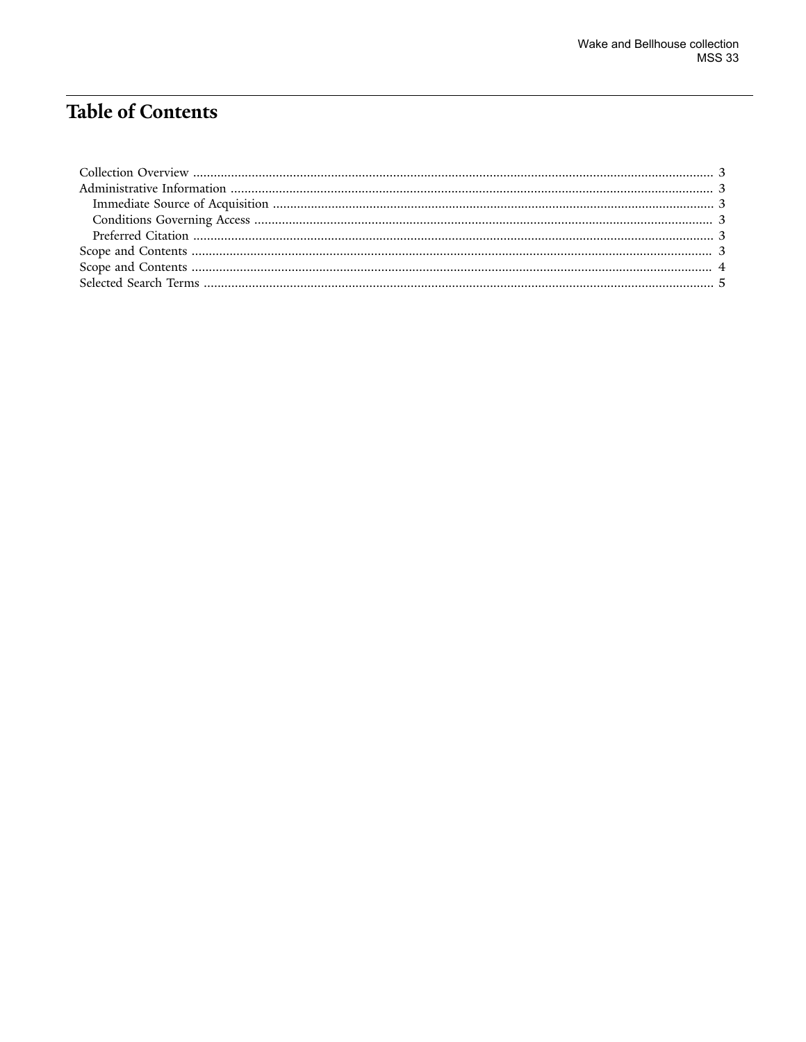# Table of Contents

- Collection Overview ........................................................ 3
- Administrative Information ........................................................ 3
  - Immediate Source of Acquisition ........................................................ 3
  - Conditions Governing Access ........................................................ 3
  - Preferred Citation ........................................................ 3
- Scope and Contents ........................................................ 3
- Scope and Contents ........................................................ 4
- Selected Search Terms ........................................................ 5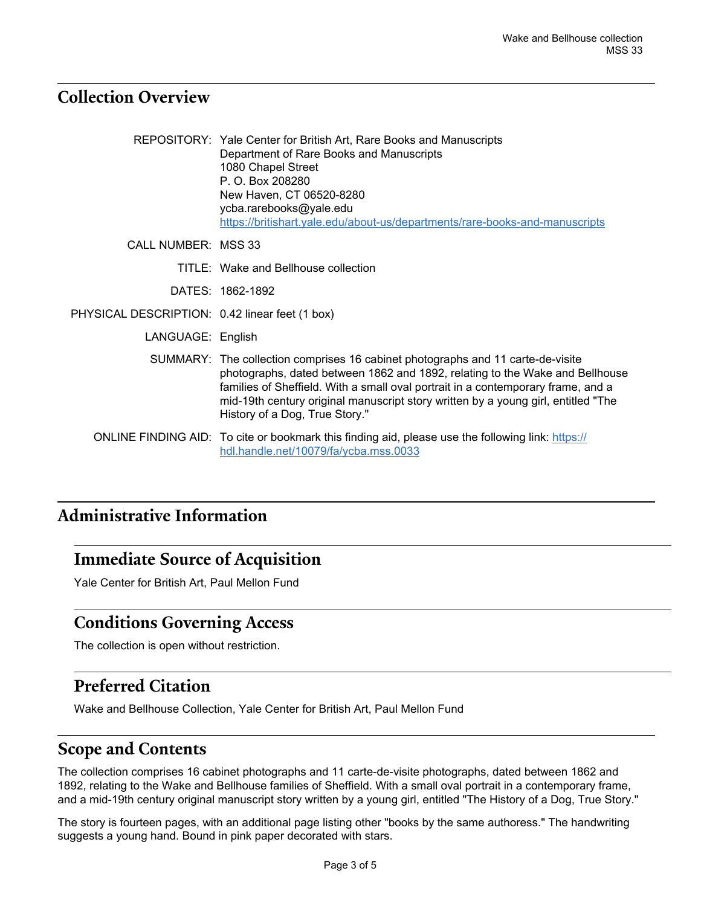## Collection Overview

| | |
|---|---|
| REPOSITORY: | Yale Center for British Art, Rare Books and Manuscripts<br>Department of Rare Books and Manuscripts<br>1080 Chapel Street<br>P. O. Box 208280<br>New Haven, CT 06520-8280<br>ycba.rarebooks@yale.edu<br>https://britishart.yale.edu/about-us/departments/rare-books-and-manuscripts |
| CALL NUMBER: | MSS 33 |
| TITLE: | Wake and Bellhouse collection |
| DATES: | 1862-1892 |
| PHYSICAL DESCRIPTION: | 0.42 linear feet (1 box) |
| LANGUAGE: | English |
| SUMMARY: | The collection comprises 16 cabinet photographs and 11 carte-de-visite photographs, dated between 1862 and 1892, relating to the Wake and Bellhouse families of Sheffield. With a small oval portrait in a contemporary frame, and a mid-19th century original manuscript story written by a young girl, entitled "The History of a Dog, True Story." |
| ONLINE FINDING AID: | To cite or bookmark this finding aid, please use the following link: https://hdl.handle.net/10079/fa/ycba.mss.0033 |

## Administrative Information

### Immediate Source of Acquisition

Yale Center for British Art, Paul Mellon Fund

### Conditions Governing Access

The collection is open without restriction.

### Preferred Citation

Wake and Bellhouse Collection, Yale Center for British Art, Paul Mellon Fund

## Scope and Contents

The collection comprises 16 cabinet photographs and 11 carte-de-visite photographs, dated between 1862 and 1892, relating to the Wake and Bellhouse families of Sheffield. With a small oval portrait in a contemporary frame, and a mid-19th century original manuscript story written by a young girl, entitled "The History of a Dog, True Story."

The story is fourteen pages, with an additional page listing other "books by the same authoress." The handwriting suggests a young hand. Bound in pink paper decorated with stars.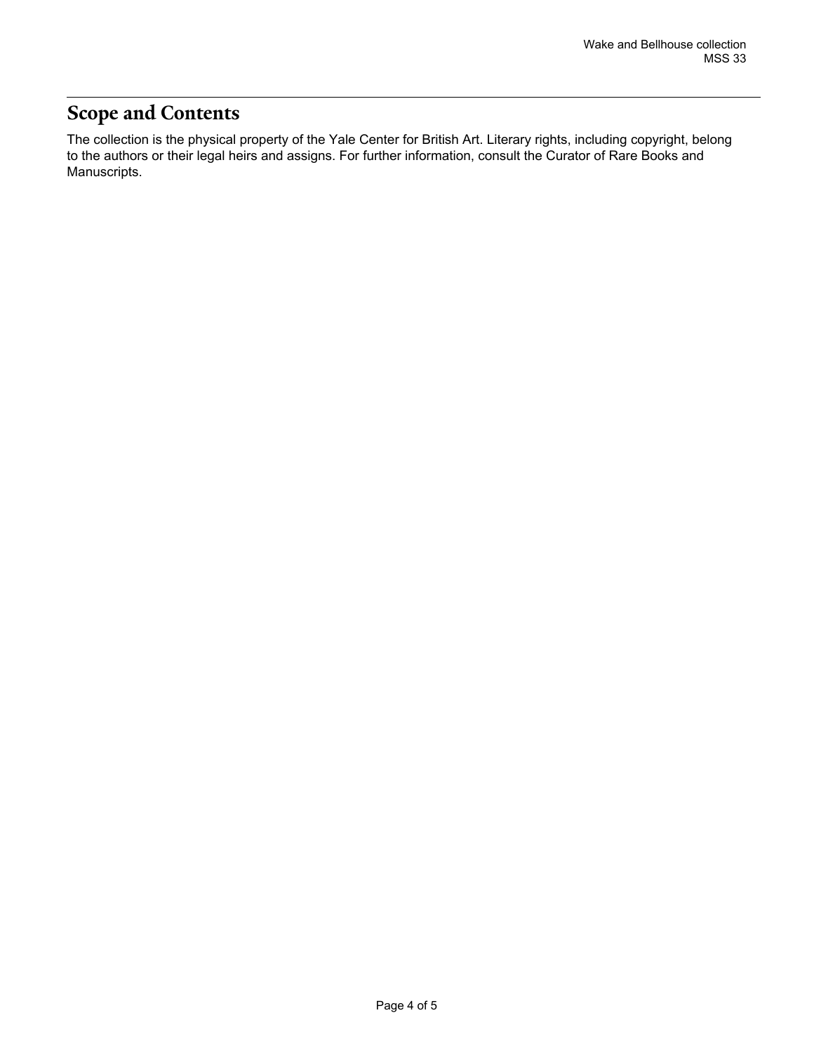## Scope and Contents

The collection is the physical property of the Yale Center for British Art. Literary rights, including copyright, belong to the authors or their legal heirs and assigns. For further information, consult the Curator of Rare Books and Manuscripts.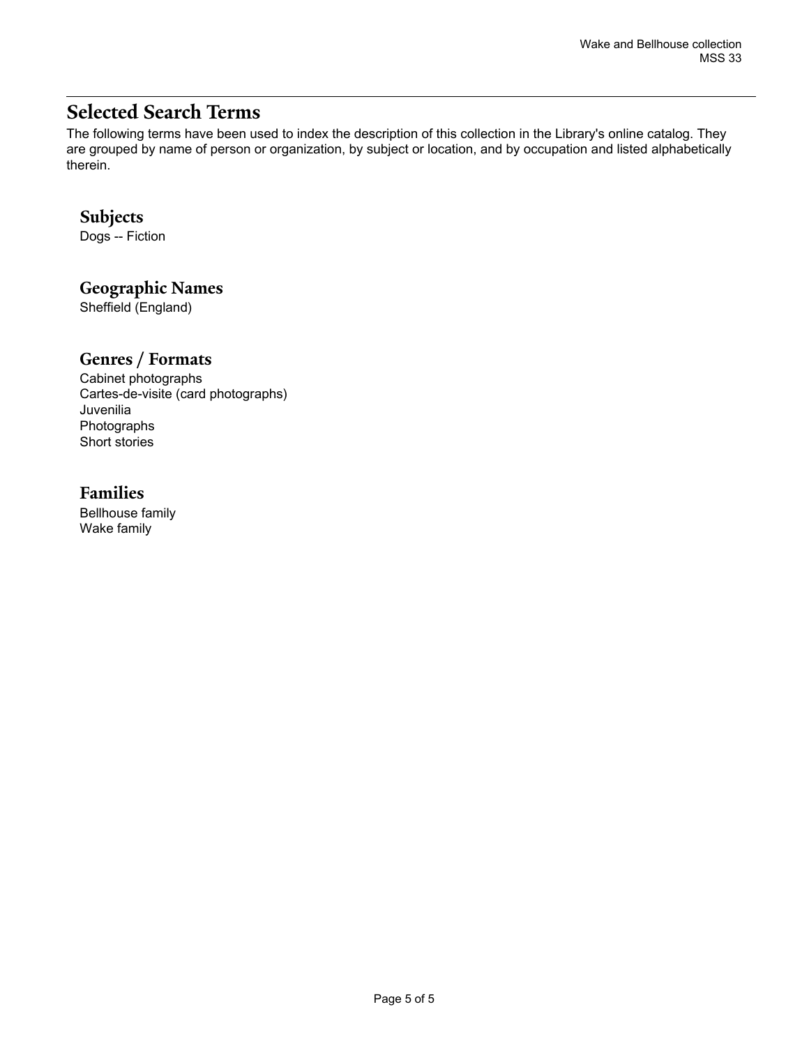## Selected Search Terms

The following terms have been used to index the description of this collection in the Library's online catalog. They are grouped by name of person or organization, by subject or location, and by occupation and listed alphabetically therein.

### Subjects

Dogs -- Fiction

### Geographic Names

Sheffield (England)

### Genres / Formats

Cabinet photographs
Cartes-de-visite (card photographs)
Juvenilia
Photographs
Short stories

### Families

Bellhouse family
Wake family